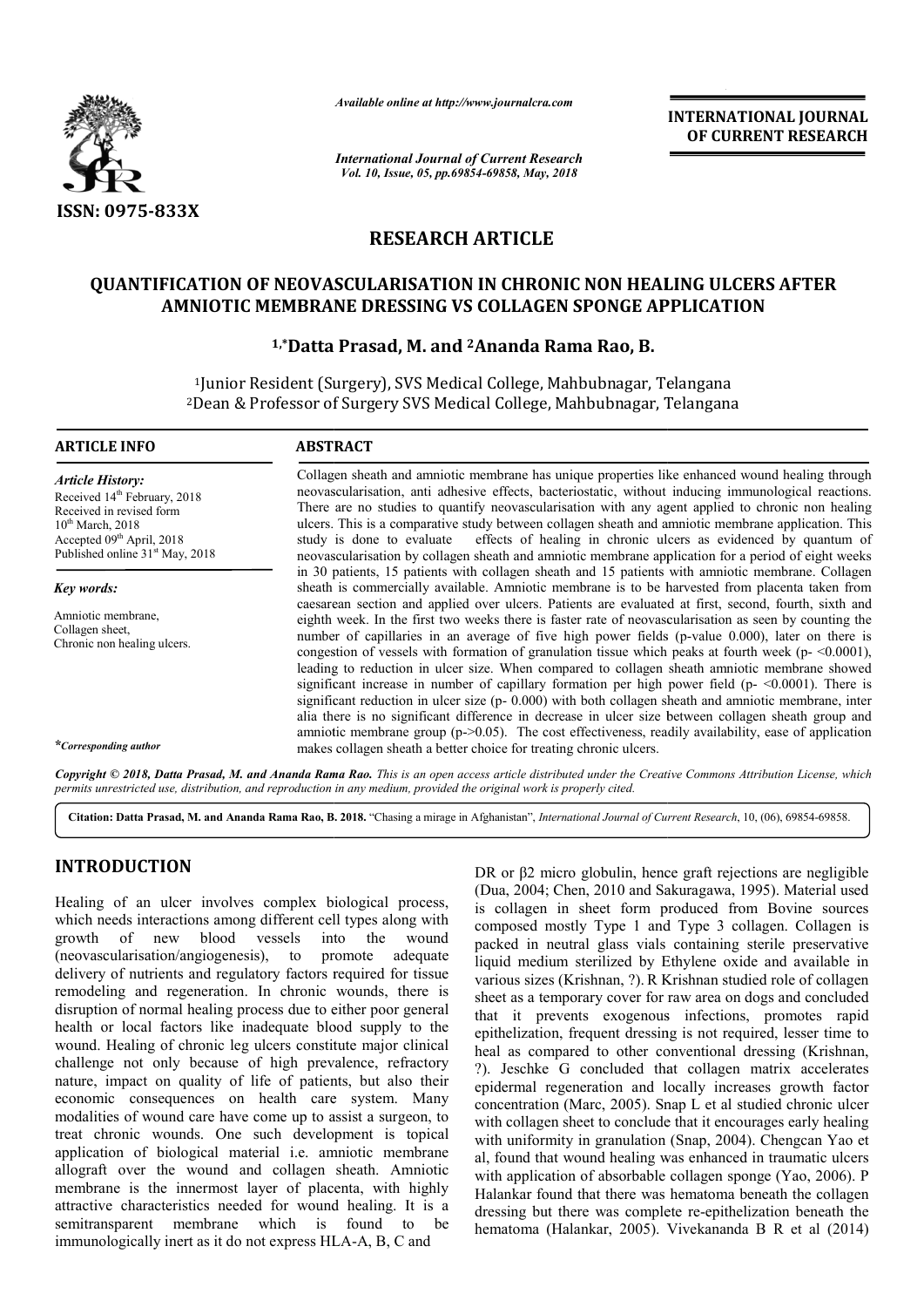*Available online at http://www.journalcra.com*

*International Journal of Current Research*
*Vol. 10, Issue, 05, pp.69854-69858, May, 2018*

**INTERNATIONAL JOURNAL OF CURRENT RESEARCH**

ISSN: 0975-833X

# RESEARCH ARTICLE

## QUANTIFICATION OF NEOVASCULARISATION IN CHRONIC NON HEALING ULCERS AFTER AMNIOTIC MEMBRANE DRESSING VS COLLAGEN SPONGE APPLICATION

**[1,*]Datta Prasad, M. and [2]Ananda Rama Rao, B.**

[1]Junior Resident (Surgery), SVS Medical College, Mahbubnagar, Telangana
[2]Dean & Professor of Surgery SVS Medical College, Mahbubnagar, Telangana

### ARTICLE INFO

*Article History:*
Received 14th February, 2018
Received in revised form
10th March, 2018
Accepted 09th April, 2018
Published online 31st May, 2018

*Key words:*

Amniotic membrane,
Collagen sheet,
Chronic non healing ulcers.

*\*Corresponding author*

### ABSTRACT

Collagen sheath and amniotic membrane has unique properties like enhanced wound healing through neovascularisation, anti adhesive effects, bacteriostatic, without inducing immunological reactions. There are no studies to quantify neovascularisation with any agent applied to chronic non healing ulcers. This is a comparative study between collagen sheath and amniotic membrane application. This study is done to evaluate effects of healing in chronic ulcers as evidenced by quantum of neovascularisation by collagen sheath and amniotic membrane application for a period of eight weeks in 30 patients, 15 patients with collagen sheath and 15 patients with amniotic membrane. Collagen sheath is commercially available. Amniotic membrane is to be harvested from placenta taken from caesarean section and applied over ulcers. Patients are evaluated at first, second, fourth, sixth and eighth week. In the first two weeks there is faster rate of neovascularisation as seen by counting the number of capillaries in an average of five high power fields (p-value 0.000), later on there is congestion of vessels with formation of granulation tissue which peaks at fourth week ($p < 0.0001$), leading to reduction in ulcer size. When compared to collagen sheath amniotic membrane showed significant increase in number of capillary formation per high power field ($p < 0.0001$). There is significant reduction in ulcer size (p- 0.000) with both collagen sheath and amniotic membrane, inter alia there is no significant difference in decrease in ulcer size between collagen sheath group and amniotic membrane group ($p > 0.05$). The cost effectiveness, readily availability, ease of application makes collagen sheath a better choice for treating chronic ulcers.

*Copyright © 2018, Datta Prasad, M. and Ananda Rama Rao. This is an open access article distributed under the Creative Commons Attribution License, which permits unrestricted use, distribution, and reproduction in any medium, provided the original work is properly cited.*

**Citation: Datta Prasad, M. and Ananda Rama Rao, B. 2018.** "Chasing a mirage in Afghanistan", *International Journal of Current Research*, 10, (06), 69854-69858.

## INTRODUCTION

Healing of an ulcer involves complex biological process, which needs interactions among different cell types along with growth of new blood vessels into the wound (neovascularisation/angiogenesis), to promote adequate delivery of nutrients and regulatory factors required for tissue remodeling and regeneration. In chronic wounds, there is disruption of normal healing process due to either poor general health or local factors like inadequate blood supply to the wound. Healing of chronic leg ulcers constitute major clinical challenge not only because of high prevalence, refractory nature, impact on quality of life of patients, but also their economic consequences on health care system. Many modalities of wound care have come up to assist a surgeon, to treat chronic wounds. One such development is topical application of biological material i.e. amniotic membrane allograft over the wound and collagen sheath. Amniotic membrane is the innermost layer of placenta, with highly attractive characteristics needed for wound healing. It is a semitransparent membrane which is found to be immunologically inert as it do not express HLA-A, B, C and DR or β2 micro globulin, hence graft rejections are negligible (Dua, 2004; Chen, 2010 and Sakuragawa, 1995). Material used is collagen in sheet form produced from Bovine sources composed mostly Type 1 and Type 3 collagen. Collagen is packed in neutral glass vials containing sterile preservative liquid medium sterilized by Ethylene oxide and available in various sizes (Krishnan, ?). R Krishnan studied role of collagen sheet as a temporary cover for raw area on dogs and concluded that it prevents exogenous infections, promotes rapid epithelization, frequent dressing is not required, lesser time to heal as compared to other conventional dressing (Krishnan, ?). Jeschke G concluded that collagen matrix accelerates epidermal regeneration and locally increases growth factor concentration (Marc, 2005). Snap L et al studied chronic ulcer with collagen sheet to conclude that it encourages early healing with uniformity in granulation (Snap, 2004). Chengcan Yao et al, found that wound healing was enhanced in traumatic ulcers with application of absorbable collagen sponge (Yao, 2006). P Halankar found that there was hematoma beneath the collagen dressing but there was complete re-epithelization beneath the hematoma (Halankar, 2005). Vivekananda B R et al (2014)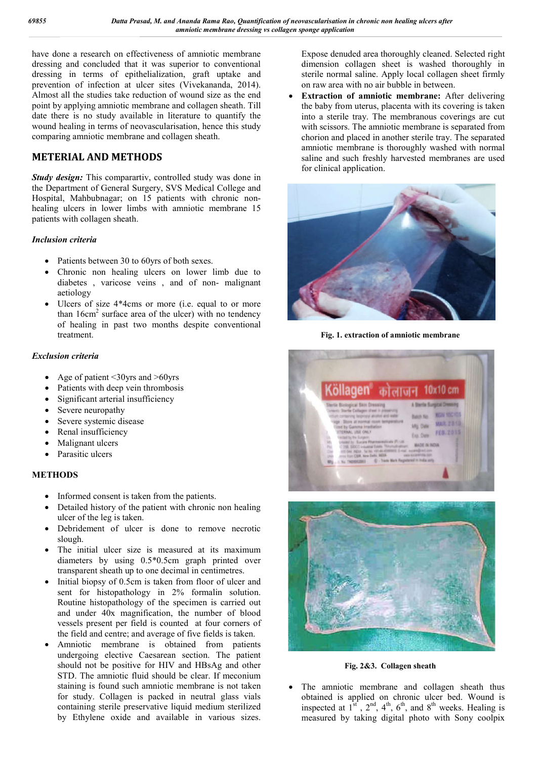have done a research on effectiveness of amniotic membrane dressing and concluded that it was superior to conventional dressing in terms of epithelialization, graft uptake and prevention of infection at ulcer sites (Vivekananda, 2014). Almost all the studies take reduction of wound size as the end point by applying amniotic membrane and collagen sheath. Till date there is no study available in literature to quantify the wound healing in terms of neovascularisation, hence this study comparing amniotic membrane and collagen sheath.

## METERIAL AND METHODS

***Study design:*** This comparartiv, controlled study was done in the Department of General Surgery, SVS Medical College and Hospital, Mahbubnagar; on 15 patients with chronic non-healing ulcers in lower limbs with amniotic membrane 15 patients with collagen sheath.

### *Inclusion criteria*

- Patients between 30 to 60yrs of both sexes.
- Chronic non healing ulcers on lower limb due to diabetes , varicose veins , and of non- malignant aetiology
- Ulcers of size 4*4cms or more (i.e. equal to or more than 16cm$^2$ surface area of the ulcer) with no tendency of healing in past two months despite conventional treatment.

### *Exclusion criteria*

- Age of patient <30yrs and >60yrs
- Patients with deep vein thrombosis
- Significant arterial insufficiency
- Severe neuropathy
- Severe systemic disease
- Renal insufficiency
- Malignant ulcers
- Parasitic ulcers

### METHODS

- Informed consent is taken from the patients.
- Detailed history of the patient with chronic non healing ulcer of the leg is taken.
- Debridement of ulcer is done to remove necrotic slough.
- The initial ulcer size is measured at its maximum diameters by using 0.5*0.5cm graph printed over transparent sheath up to one decimal in centimetres.
- Initial biopsy of 0.5cm is taken from floor of ulcer and sent for histopathology in 2% formalin solution. Routine histopathology of the specimen is carried out and under 40x magnification, the number of blood vessels present per field is counted at four corners of the field and centre; and average of five fields is taken.
- Amniotic membrane is obtained from patients undergoing elective Caesarean section. The patient should not be positive for HIV and HBsAg and other STD. The amniotic fluid should be clear. If meconium staining is found such amniotic membrane is not taken for study. Collagen is packed in neutral glass vials containing sterile preservative liquid medium sterilized by Ethylene oxide and available in various sizes. Expose denuded area thoroughly cleaned. Selected right dimension collagen sheet is washed thoroughly in sterile normal saline. Apply local collagen sheet firmly on raw area with no air bubble in between.
- **Extraction of amniotic membrane:** After delivering the baby from uterus, placenta with its covering is taken into a sterile tray. The membranous coverings are cut with scissors. The amniotic membrane is separated from chorion and placed in another sterile tray. The separated amniotic membrane is thoroughly washed with normal saline and such freshly harvested membranes are used for clinical application.

**Fig. 1. extraction of amniotic membrane**

**Fig. 2&3. Collagen sheath**

- The amniotic membrane and collagen sheath thus obtained is applied on chronic ulcer bed. Wound is inspected at 1$^{st}$ , 2$^{nd}$, 4$^{th}$, 6$^{th}$, and 8$^{th}$ weeks. Healing is measured by taking digital photo with Sony coolpix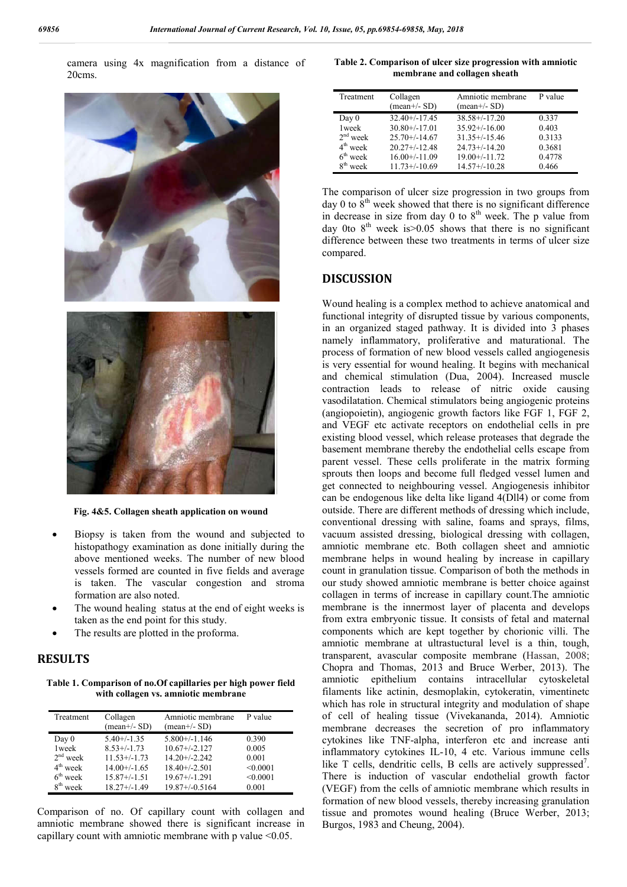camera using 4x magnification from a distance of 20cms.

Fig. 4&5. Collagen sheath application on wound

- Biopsy is taken from the wound and subjected to histopathogy examination as done initially during the above mentioned weeks. The number of new blood vessels formed are counted in five fields and average is taken. The vascular congestion and stroma formation are also noted.
- The wound healing status at the end of eight weeks is taken as the end point for this study.
- The results are plotted in the proforma.

# RESULTS

**Table 1. Comparison of no.Of capillaries per high power field with collagen vs. amniotic membrane**

| Treatment | Collagen (mean+/- SD) | Amniotic membrane (mean+/- SD) | P value |
|---|---|---|---|
| Day 0 | 5.40+/-1.35 | 5.800+/-1.146 | 0.390 |
| 1week | 8.53+/-1.73 | 10.67+/-2.127 | 0.005 |
| 2nd week | 11.53+/-1.73 | 14.20+/-2.242 | 0.001 |
| 4th week | 14.00+/-1.65 | 18.40+/-2.501 | <0.0001 |
| 6th week | 15.87+/-1.51 | 19.67+/-1.291 | <0.0001 |
| 8th week | 18.27+/-1.49 | 19.87+/-0.5164 | 0.001 |

Comparison of no. Of capillary count with collagen and amniotic membrane showed there is significant increase in capillary count with amniotic membrane with p value <0.05.

**Table 2. Comparison of ulcer size progression with amniotic membrane and collagen sheath**

| Treatment | Collagen (mean+/- SD) | Amniotic membrane (mean+/- SD) | P value |
|---|---|---|---|
| Day 0 | 32.40+/-17.45 | 38.58+/-17.20 | 0.337 |
| 1week | 30.80+/-17.01 | 35.92+/-16.00 | 0.403 |
| 2nd week | 25.70+/-14.67 | 31.35+/-15.46 | 0.3133 |
| 4th week | 20.27+/-12.48 | 24.73+/-14.20 | 0.3681 |
| 6th week | 16.00+/-11.09 | 19.00+/-11.72 | 0.4778 |
| 8th week | 11.73+/-10.69 | 14.57+/-10.28 | 0.466 |

The comparison of ulcer size progression in two groups from day 0 to 8th week showed that there is no significant difference in decrease in size from day 0 to 8th week. The p value from day 0to 8th week is>0.05 shows that there is no significant difference between these two treatments in terms of ulcer size compared.

# DISCUSSION

Wound healing is a complex method to achieve anatomical and functional integrity of disrupted tissue by various components, in an organized staged pathway. It is divided into 3 phases namely inflammatory, proliferative and maturational. The process of formation of new blood vessels called angiogenesis is very essential for wound healing. It begins with mechanical and chemical stimulation (Dua, 2004). Increased muscle contraction leads to release of nitric oxide causing vasodilatation. Chemical stimulators being angiogenic proteins (angiopoietin), angiogenic growth factors like FGF 1, FGF 2, and VEGF etc activate receptors on endothelial cells in pre existing blood vessel, which release proteases that degrade the basement membrane thereby the endothelial cells escape from parent vessel. These cells proliferate in the matrix forming sprouts then loops and become full fledged vessel lumen and get connected to neighbouring vessel. Angiogenesis inhibitor can be endogenous like delta like ligand 4(Dll4) or come from outside. There are different methods of dressing which include, conventional dressing with saline, foams and sprays, films, vacuum assisted dressing, biological dressing with collagen, amniotic membrane etc. Both collagen sheet and amniotic membrane helps in wound healing by increase in capillary count in granulation tissue. Comparison of both the methods in our study showed amniotic membrane is better choice against collagen in terms of increase in capillary count.The amniotic membrane is the innermost layer of placenta and develops from extra embryonic tissue. It consists of fetal and maternal components which are kept together by chorionic villi. The amniotic membrane at ultrastructural level is a thin, tough, transparent, avascular composite membrane (Hassan, 2008; Chopra and Thomas, 2013 and Bruce Werber, 2013). The amniotic epithelium contains intracellular cytoskeletal filaments like actinin, desmoplakin, cytokeratin, vimentinetc which has role in structural integrity and modulation of shape of cell of healing tissue (Vivekananda, 2014). Amniotic membrane decreases the secretion of pro inflammatory cytokines like TNF-alpha, interferon etc and increase anti inflammatory cytokines IL-10, 4 etc. Various immune cells like T cells, dendritic cells, B cells are actively suppressed[7]. There is induction of vascular endothelial growth factor (VEGF) from the cells of amniotic membrane which results in formation of new blood vessels, thereby increasing granulation tissue and promotes wound healing (Bruce Werber, 2013; Burgos, 1983 and Cheung, 2004).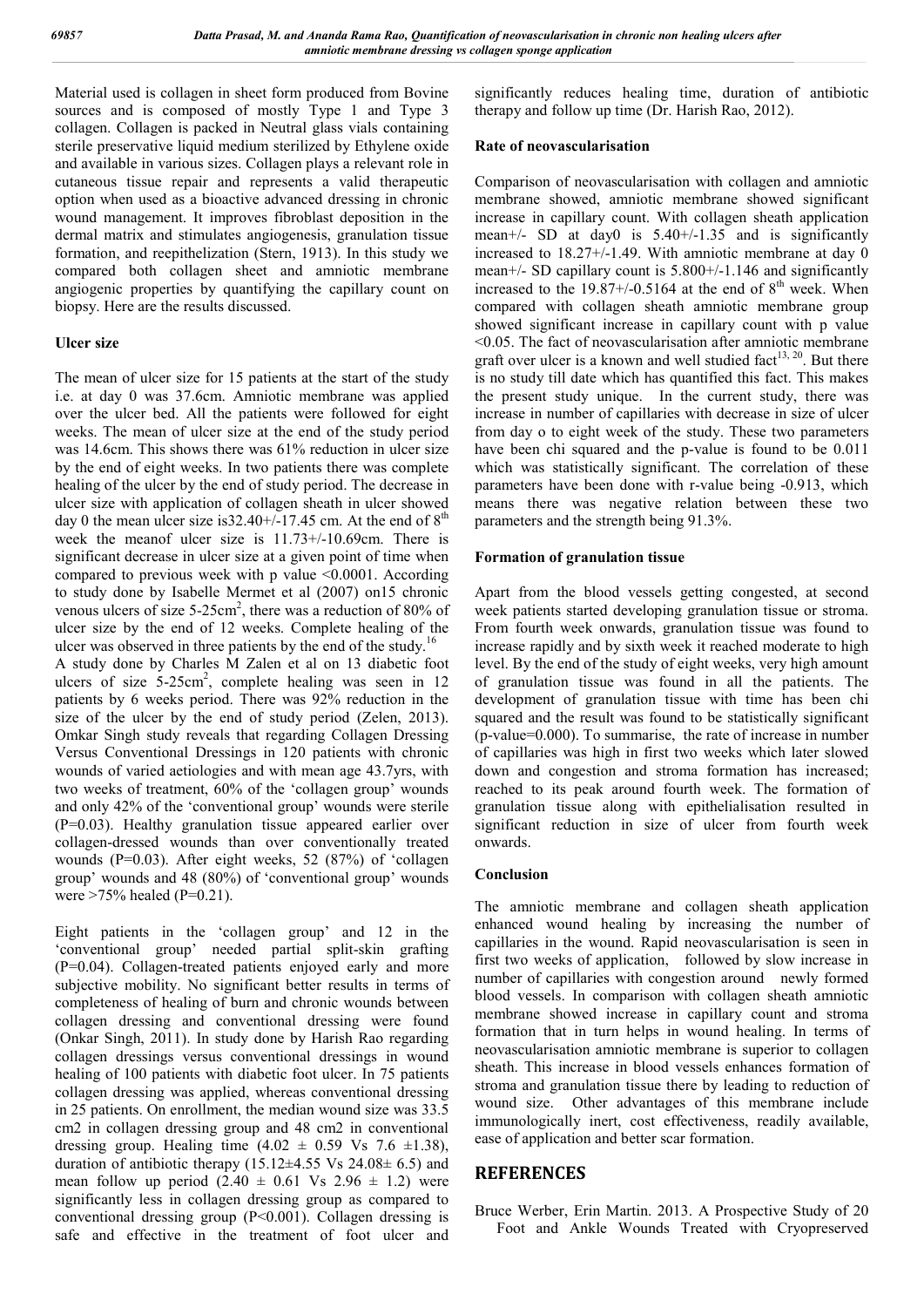Material used is collagen in sheet form produced from Bovine sources and is composed of mostly Type 1 and Type 3 collagen. Collagen is packed in Neutral glass vials containing sterile preservative liquid medium sterilized by Ethylene oxide and available in various sizes. Collagen plays a relevant role in cutaneous tissue repair and represents a valid therapeutic option when used as a bioactive advanced dressing in chronic wound management. It improves fibroblast deposition in the dermal matrix and stimulates angiogenesis, granulation tissue formation, and reepithelization (Stern, 1913). In this study we compared both collagen sheet and amniotic membrane angiogenic properties by quantifying the capillary count on biopsy. Here are the results discussed.

## Ulcer size

The mean of ulcer size for 15 patients at the start of the study i.e. at day 0 was 37.6cm. Amniotic membrane was applied over the ulcer bed. All the patients were followed for eight weeks. The mean of ulcer size at the end of the study period was 14.6cm. This shows there was 61% reduction in ulcer size by the end of eight weeks. In two patients there was complete healing of the ulcer by the end of study period. The decrease in ulcer size with application of collagen sheath in ulcer showed day 0 the mean ulcer size is32.40+/-17.45 cm. At the end of 8$^{th}$ week the meanof ulcer size is 11.73+/-10.69cm. There is significant decrease in ulcer size at a given point of time when compared to previous week with p value <0.0001. According to study done by Isabelle Mermet et al (2007) on15 chronic venous ulcers of size 5-25cm$^2$, there was a reduction of 80% of ulcer size by the end of 12 weeks. Complete healing of the ulcer was observed in three patients by the end of the study.[16]

A study done by Charles M Zalen et al on 13 diabetic foot ulcers of size 5-25cm$^2$, complete healing was seen in 12 patients by 6 weeks period. There was 92% reduction in the size of the ulcer by the end of study period (Zelen, 2013). Omkar Singh study reveals that regarding Collagen Dressing Versus Conventional Dressings in 120 patients with chronic wounds of varied aetiologies and with mean age 43.7yrs, with two weeks of treatment, 60% of the 'collagen group' wounds and only 42% of the 'conventional group' wounds were sterile (P=0.03). Healthy granulation tissue appeared earlier over collagen-dressed wounds than over conventionally treated wounds (P=0.03). After eight weeks, 52 (87%) of 'collagen group' wounds and 48 (80%) of 'conventional group' wounds were >75% healed (P=0.21).

Eight patients in the 'collagen group' and 12 in the 'conventional group' needed partial split-skin grafting (P=0.04). Collagen-treated patients enjoyed early and more subjective mobility. No significant better results in terms of completeness of healing of burn and chronic wounds between collagen dressing and conventional dressing were found (Onkar Singh, 2011). In study done by Harish Rao regarding collagen dressings versus conventional dressings in wound healing of 100 patients with diabetic foot ulcer. In 75 patients collagen dressing was applied, whereas conventional dressing in 25 patients. On enrollment, the median wound size was 33.5 cm2 in collagen dressing group and 48 cm2 in conventional dressing group. Healing time (4.02 ± 0.59 Vs 7.6 ±1.38), duration of antibiotic therapy (15.12±4.55 Vs 24.08± 6.5) and mean follow up period (2.40 ± 0.61 Vs 2.96 ± 1.2) were significantly less in collagen dressing group as compared to conventional dressing group (P<0.001). Collagen dressing is safe and effective in the treatment of foot ulcer and significantly reduces healing time, duration of antibiotic therapy and follow up time (Dr. Harish Rao, 2012).

## Rate of neovascularisation

Comparison of neovascularisation with collagen and amniotic membrane showed, amniotic membrane showed significant increase in capillary count. With collagen sheath application mean+/- SD at day0 is 5.40+/-1.35 and is significantly increased to 18.27+/-1.49. With amniotic membrane at day 0 mean+/- SD capillary count is 5.800+/-1.146 and significantly increased to the 19.87+/-0.5164 at the end of 8$^{th}$ week. When compared with collagen sheath amniotic membrane group showed significant increase in capillary count with p value <0.05. The fact of neovascularisation after amniotic membrane graft over ulcer is a known and well studied fact[13, 20]. But there is no study till date which has quantified this fact. This makes the present study unique. In the current study, there was increase in number of capillaries with decrease in size of ulcer from day o to eight week of the study. These two parameters have been chi squared and the p-value is found to be 0.011 which was statistically significant. The correlation of these parameters have been done with r-value being -0.913, which means there was negative relation between these two parameters and the strength being 91.3%.

## Formation of granulation tissue

Apart from the blood vessels getting congested, at second week patients started developing granulation tissue or stroma. From fourth week onwards, granulation tissue was found to increase rapidly and by sixth week it reached moderate to high level. By the end of the study of eight weeks, very high amount of granulation tissue was found in all the patients. The development of granulation tissue with time has been chi squared and the result was found to be statistically significant (p-value=0.000). To summarise, the rate of increase in number of capillaries was high in first two weeks which later slowed down and congestion and stroma formation has increased; reached to its peak around fourth week. The formation of granulation tissue along with epithelialisation resulted in significant reduction in size of ulcer from fourth week onwards.

## Conclusion

The amniotic membrane and collagen sheath application enhanced wound healing by increasing the number of capillaries in the wound. Rapid neovascularisation is seen in first two weeks of application, followed by slow increase in number of capillaries with congestion around newly formed blood vessels. In comparison with collagen sheath amniotic membrane showed increase in capillary count and stroma formation that in turn helps in wound healing. In terms of neovascularisation amniotic membrane is superior to collagen sheath. This increase in blood vessels enhances formation of stroma and granulation tissue there by leading to reduction of wound size. Other advantages of this membrane include immunologically inert, cost effectiveness, readily available, ease of application and better scar formation.

# REFERENCES

Bruce Werber, Erin Martin. 2013. A Prospective Study of 20 Foot and Ankle Wounds Treated with Cryopreserved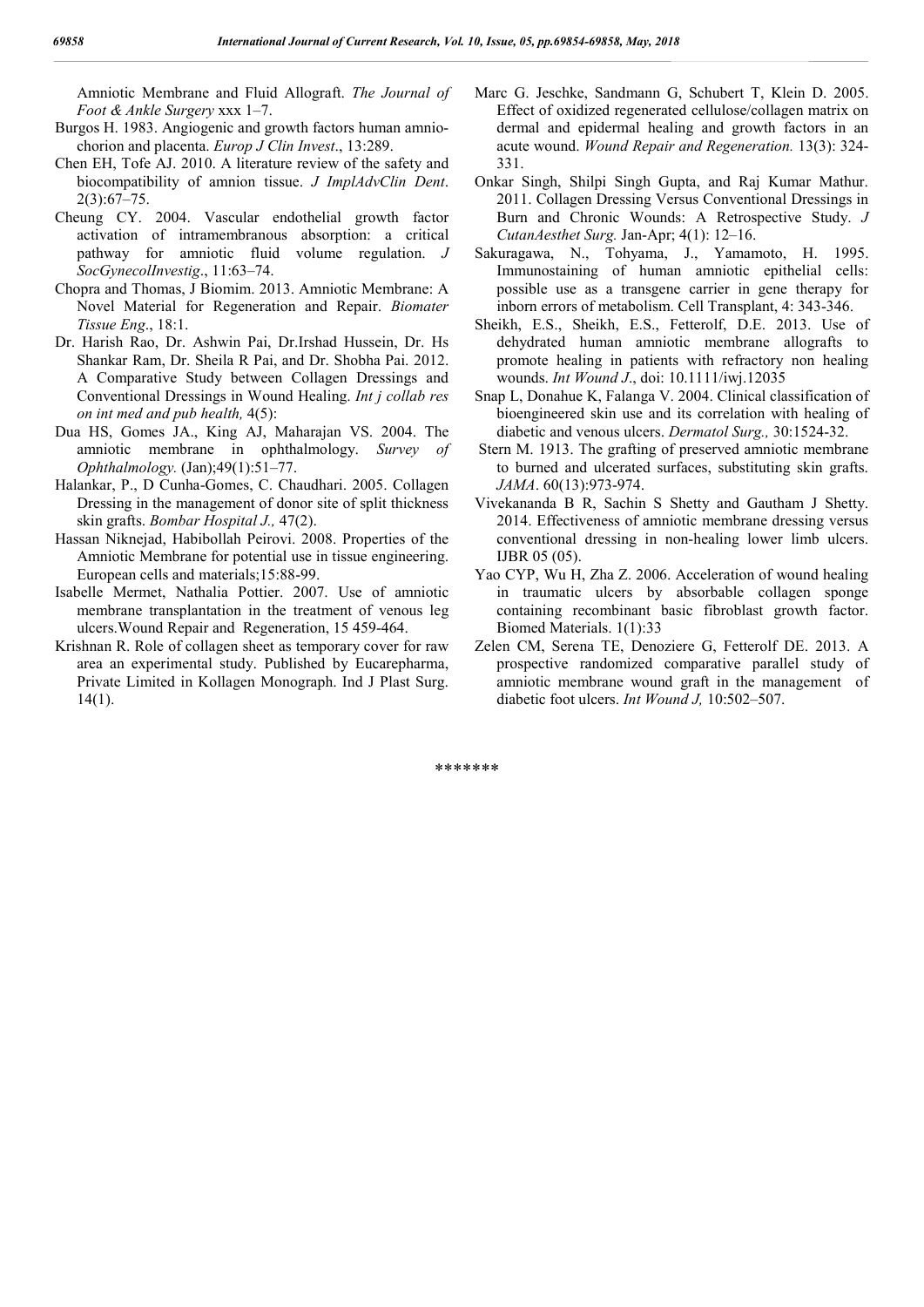Amniotic Membrane and Fluid Allograft. *The Journal of Foot & Ankle Surgery* xxx 1–7.

Burgos H. 1983. Angiogenic and growth factors human amniochorion and placenta. *Europ J Clin Invest*., 13:289.

Chen EH, Tofe AJ. 2010. A literature review of the safety and biocompatibility of amnion tissue. *J ImplAdvClin Dent*. 2(3):67–75.

Cheung CY. 2004. Vascular endothelial growth factor activation of intramembranous absorption: a critical pathway for amniotic fluid volume regulation. *J SocGynecolInvestig*., 11:63–74.

Chopra and Thomas, J Biomim. 2013. Amniotic Membrane: A Novel Material for Regeneration and Repair. *Biomater Tissue Eng*., 18:1.

Dr. Harish Rao, Dr. Ashwin Pai, Dr.Irshad Hussein, Dr. Hs Shankar Ram, Dr. Sheila R Pai, and Dr. Shobha Pai. 2012. A Comparative Study between Collagen Dressings and Conventional Dressings in Wound Healing. *Int j collab res on int med and pub health,* 4(5):

Dua HS, Gomes JA., King AJ, Maharajan VS. 2004. The amniotic membrane in ophthalmology. *Survey of Ophthalmology.* (Jan);49(1):51–77.

Halankar, P., D Cunha-Gomes, C. Chaudhari. 2005. Collagen Dressing in the management of donor site of split thickness skin grafts. *Bombar Hospital J.,* 47(2).

Hassan Niknejad, Habibollah Peirovi. 2008. Properties of the Amniotic Membrane for potential use in tissue engineering. European cells and materials;15:88-99.

Isabelle Mermet, Nathalia Pottier. 2007. Use of amniotic membrane transplantation in the treatment of venous leg ulcers.Wound Repair and Regeneration, 15 459-464.

Krishnan R. Role of collagen sheet as temporary cover for raw area an experimental study. Published by Eucarepharma, Private Limited in Kollagen Monograph. Ind J Plast Surg. 14(1).

Marc G. Jeschke, Sandmann G, Schubert T, Klein D. 2005. Effect of oxidized regenerated cellulose/collagen matrix on dermal and epidermal healing and growth factors in an acute wound. *Wound Repair and Regeneration.* 13(3): 324-331.

Onkar Singh, Shilpi Singh Gupta, and Raj Kumar Mathur. 2011. Collagen Dressing Versus Conventional Dressings in Burn and Chronic Wounds: A Retrospective Study. *J CutanAesthet Surg.* Jan-Apr; 4(1): 12–16.

Sakuragawa, N., Tohyama, J., Yamamoto, H. 1995. Immunostaining of human amniotic epithelial cells: possible use as a transgene carrier in gene therapy for inborn errors of metabolism. Cell Transplant, 4: 343-346.

Sheikh, E.S., Sheikh, E.S., Fetterolf, D.E. 2013. Use of dehydrated human amniotic membrane allografts to promote healing in patients with refractory non healing wounds. *Int Wound J*., doi: 10.1111/iwj.12035

Snap L, Donahue K, Falanga V. 2004. Clinical classification of bioengineered skin use and its correlation with healing of diabetic and venous ulcers. *Dermatol Surg.,* 30:1524-32.

Stern M. 1913. The grafting of preserved amniotic membrane to burned and ulcerated surfaces, substituting skin grafts. *JAMA*. 60(13):973-974.

Vivekananda B R, Sachin S Shetty and Gautham J Shetty. 2014. Effectiveness of amniotic membrane dressing versus conventional dressing in non-healing lower limb ulcers. IJBR 05 (05).

Yao CYP, Wu H, Zha Z. 2006. Acceleration of wound healing in traumatic ulcers by absorbable collagen sponge containing recombinant basic fibroblast growth factor. Biomed Materials. 1(1):33

Zelen CM, Serena TE, Denoziere G, Fetterolf DE. 2013. A prospective randomized comparative parallel study of amniotic membrane wound graft in the management of diabetic foot ulcers. *Int Wound J,* 10:502–507.

*******